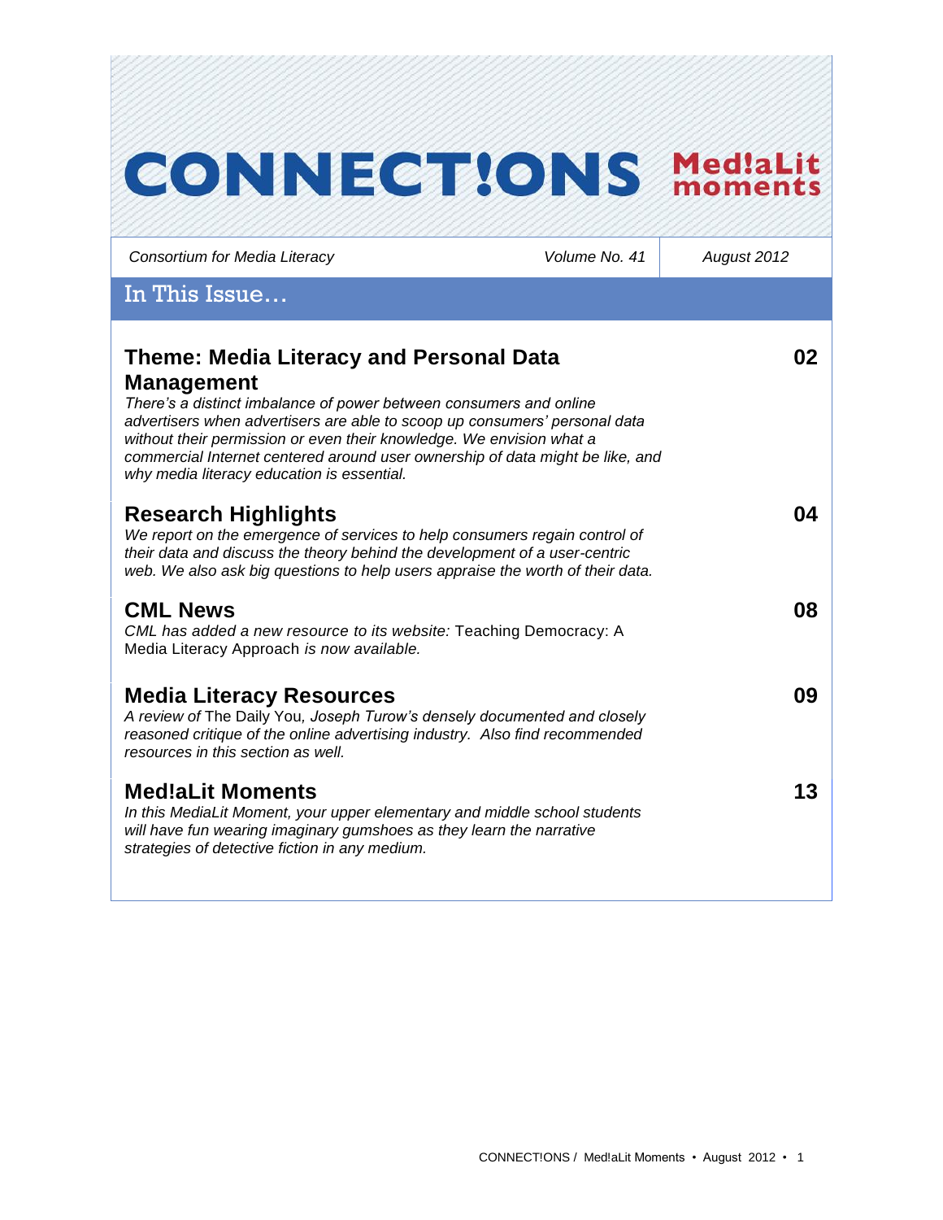# CONNECT!ONS Med!aLit moments

*Consortium for Media Literacy* | *Volume No. 41* | *August 2012*

## In This Issue…

### Theme: Media Literacy and Personal Data Management — 02

*There's a distinct imbalance of power between consumers and online advertisers when advertisers are able to scoop up consumers' personal data without their permission or even their knowledge. We envision what a commercial Internet centered around user ownership of data might be like, and why media literacy education is essential.*

### Research Highlights — 04

*We report on the emergence of services to help consumers regain control of their data and discuss the theory behind the development of a user-centric web. We also ask big questions to help users appraise the worth of their data.*

### CML News — 08

*CML has added a new resource to its website:* Teaching Democracy: A Media Literacy Approach *is now available.*

### Media Literacy Resources — 09

*A review of* The Daily You, *Joseph Turow's densely documented and closely reasoned critique of the online advertising industry. Also find recommended resources in this section as well.*

### Med!aLit Moments — 13

*In this MediaLit Moment, your upper elementary and middle school students will have fun wearing imaginary gumshoes as they learn the narrative strategies of detective fiction in any medium.*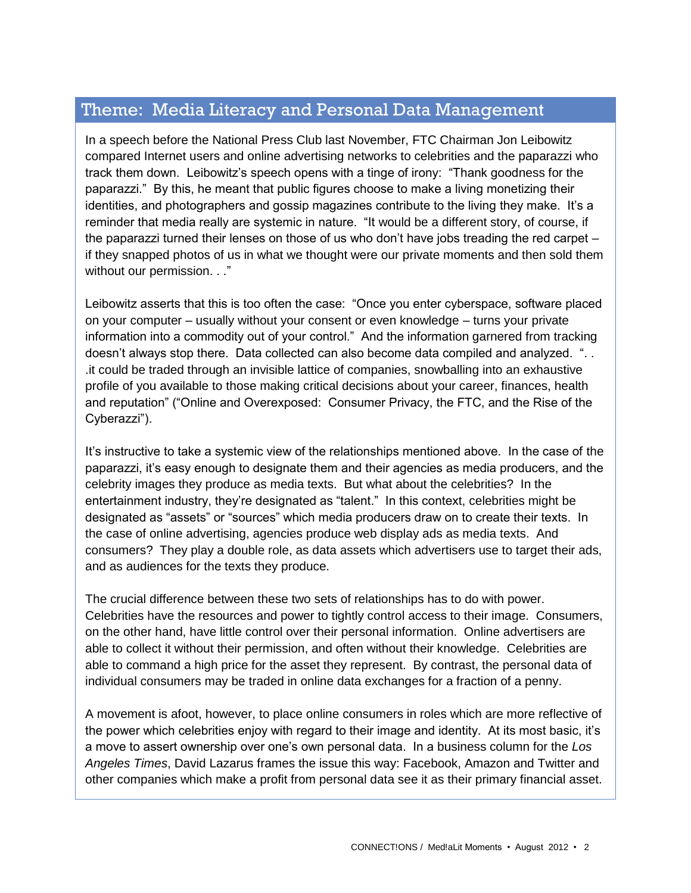## Theme: Media Literacy and Personal Data Management

In a speech before the National Press Club last November, FTC Chairman Jon Leibowitz compared Internet users and online advertising networks to celebrities and the paparazzi who track them down. Leibowitz's speech opens with a tinge of irony: "Thank goodness for the paparazzi." By this, he meant that public figures choose to make a living monetizing their identities, and photographers and gossip magazines contribute to the living they make. It's a reminder that media really are systemic in nature. "It would be a different story, of course, if the paparazzi turned their lenses on those of us who don't have jobs treading the red carpet – if they snapped photos of us in what we thought were our private moments and then sold them without our permission. . ."

Leibowitz asserts that this is too often the case: "Once you enter cyberspace, software placed on your computer – usually without your consent or even knowledge – turns your private information into a commodity out of your control." And the information garnered from tracking doesn't always stop there. Data collected can also become data compiled and analyzed. ". . .it could be traded through an invisible lattice of companies, snowballing into an exhaustive profile of you available to those making critical decisions about your career, finances, health and reputation" ("Online and Overexposed: Consumer Privacy, the FTC, and the Rise of the Cyberazzi").

It's instructive to take a systemic view of the relationships mentioned above. In the case of the paparazzi, it's easy enough to designate them and their agencies as media producers, and the celebrity images they produce as media texts. But what about the celebrities? In the entertainment industry, they're designated as "talent." In this context, celebrities might be designated as "assets" or "sources" which media producers draw on to create their texts. In the case of online advertising, agencies produce web display ads as media texts. And consumers? They play a double role, as data assets which advertisers use to target their ads, and as audiences for the texts they produce.

The crucial difference between these two sets of relationships has to do with power. Celebrities have the resources and power to tightly control access to their image. Consumers, on the other hand, have little control over their personal information. Online advertisers are able to collect it without their permission, and often without their knowledge. Celebrities are able to command a high price for the asset they represent. By contrast, the personal data of individual consumers may be traded in online data exchanges for a fraction of a penny.

A movement is afoot, however, to place online consumers in roles which are more reflective of the power which celebrities enjoy with regard to their image and identity. At its most basic, it's a move to assert ownership over one's own personal data. In a business column for the *Los Angeles Times*, David Lazarus frames the issue this way: Facebook, Amazon and Twitter and other companies which make a profit from personal data see it as their primary financial asset.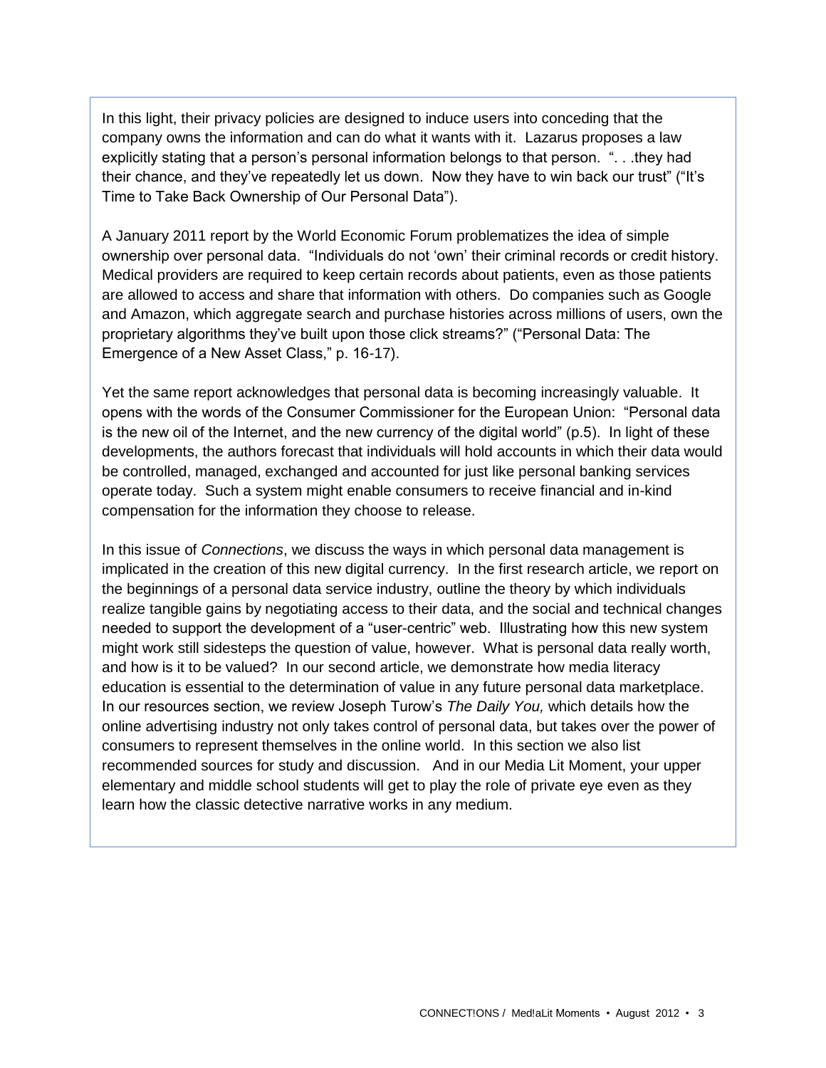In this light, their privacy policies are designed to induce users into conceding that the company owns the information and can do what it wants with it. Lazarus proposes a law explicitly stating that a person's personal information belongs to that person. ". . .they had their chance, and they've repeatedly let us down. Now they have to win back our trust" ("It's Time to Take Back Ownership of Our Personal Data").

A January 2011 report by the World Economic Forum problematizes the idea of simple ownership over personal data. "Individuals do not 'own' their criminal records or credit history. Medical providers are required to keep certain records about patients, even as those patients are allowed to access and share that information with others. Do companies such as Google and Amazon, which aggregate search and purchase histories across millions of users, own the proprietary algorithms they've built upon those click streams?" ("Personal Data: The Emergence of a New Asset Class," p. 16-17).

Yet the same report acknowledges that personal data is becoming increasingly valuable. It opens with the words of the Consumer Commissioner for the European Union: "Personal data is the new oil of the Internet, and the new currency of the digital world" (p.5). In light of these developments, the authors forecast that individuals will hold accounts in which their data would be controlled, managed, exchanged and accounted for just like personal banking services operate today. Such a system might enable consumers to receive financial and in-kind compensation for the information they choose to release.

In this issue of *Connections*, we discuss the ways in which personal data management is implicated in the creation of this new digital currency. In the first research article, we report on the beginnings of a personal data service industry, outline the theory by which individuals realize tangible gains by negotiating access to their data, and the social and technical changes needed to support the development of a "user-centric" web. Illustrating how this new system might work still sidesteps the question of value, however. What is personal data really worth, and how is it to be valued? In our second article, we demonstrate how media literacy education is essential to the determination of value in any future personal data marketplace. In our resources section, we review Joseph Turow's *The Daily You,* which details how the online advertising industry not only takes control of personal data, but takes over the power of consumers to represent themselves in the online world. In this section we also list recommended sources for study and discussion. And in our Media Lit Moment, your upper elementary and middle school students will get to play the role of private eye even as they learn how the classic detective narrative works in any medium.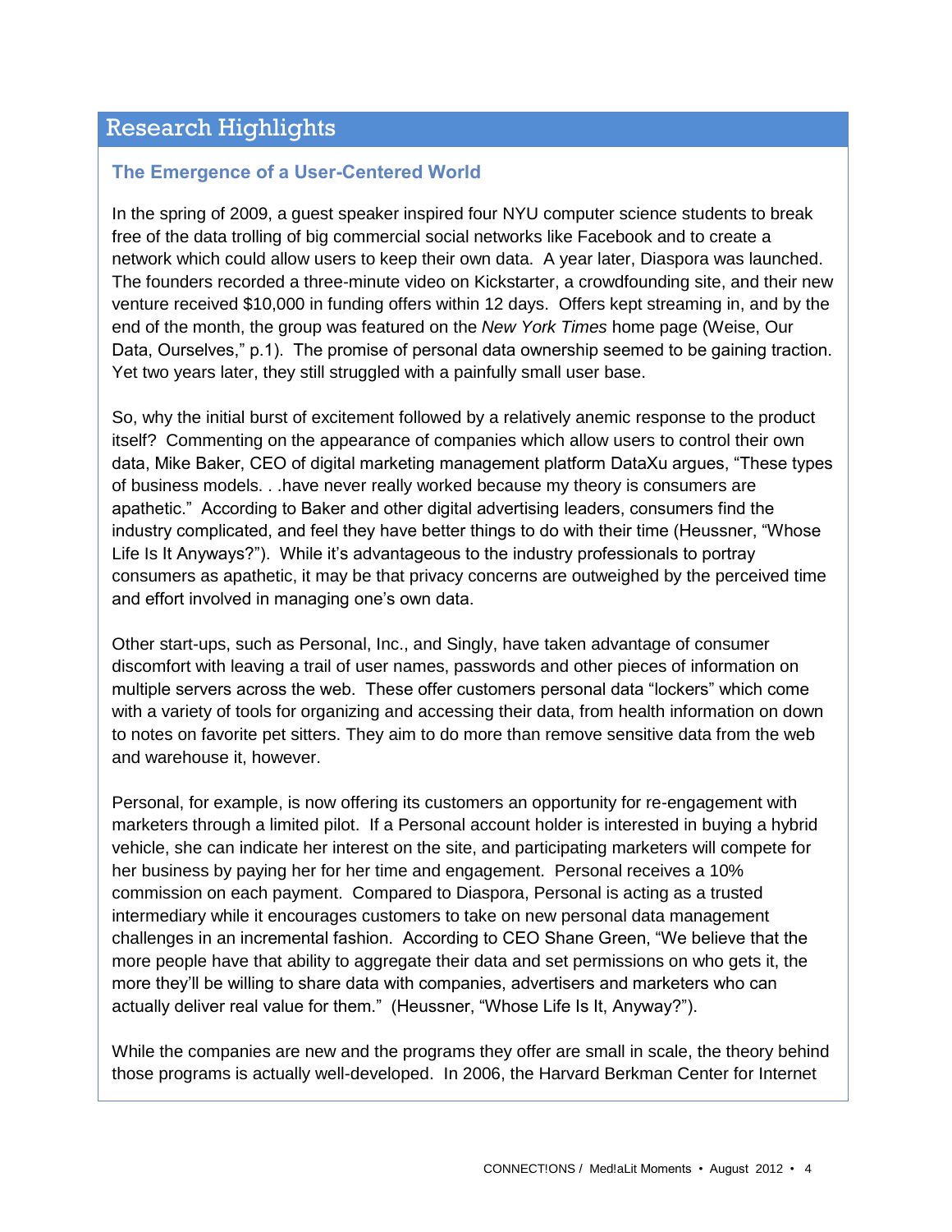## Research Highlights

### The Emergence of a User-Centered World

In the spring of 2009, a guest speaker inspired four NYU computer science students to break free of the data trolling of big commercial social networks like Facebook and to create a network which could allow users to keep their own data. A year later, Diaspora was launched. The founders recorded a three-minute video on Kickstarter, a crowdfounding site, and their new venture received $10,000 in funding offers within 12 days. Offers kept streaming in, and by the end of the month, the group was featured on the *New York Times* home page (Weise, Our Data, Ourselves," p.1). The promise of personal data ownership seemed to be gaining traction. Yet two years later, they still struggled with a painfully small user base.

So, why the initial burst of excitement followed by a relatively anemic response to the product itself? Commenting on the appearance of companies which allow users to control their own data, Mike Baker, CEO of digital marketing management platform DataXu argues, "These types of business models. . .have never really worked because my theory is consumers are apathetic." According to Baker and other digital advertising leaders, consumers find the industry complicated, and feel they have better things to do with their time (Heussner, "Whose Life Is It Anyways?"). While it's advantageous to the industry professionals to portray consumers as apathetic, it may be that privacy concerns are outweighed by the perceived time and effort involved in managing one's own data.

Other start-ups, such as Personal, Inc., and Singly, have taken advantage of consumer discomfort with leaving a trail of user names, passwords and other pieces of information on multiple servers across the web. These offer customers personal data "lockers" which come with a variety of tools for organizing and accessing their data, from health information on down to notes on favorite pet sitters. They aim to do more than remove sensitive data from the web and warehouse it, however.

Personal, for example, is now offering its customers an opportunity for re-engagement with marketers through a limited pilot. If a Personal account holder is interested in buying a hybrid vehicle, she can indicate her interest on the site, and participating marketers will compete for her business by paying her for her time and engagement. Personal receives a 10% commission on each payment. Compared to Diaspora, Personal is acting as a trusted intermediary while it encourages customers to take on new personal data management challenges in an incremental fashion. According to CEO Shane Green, "We believe that the more people have that ability to aggregate their data and set permissions on who gets it, the more they'll be willing to share data with companies, advertisers and marketers who can actually deliver real value for them." (Heussner, "Whose Life Is It, Anyway?").

While the companies are new and the programs they offer are small in scale, the theory behind those programs is actually well-developed. In 2006, the Harvard Berkman Center for Internet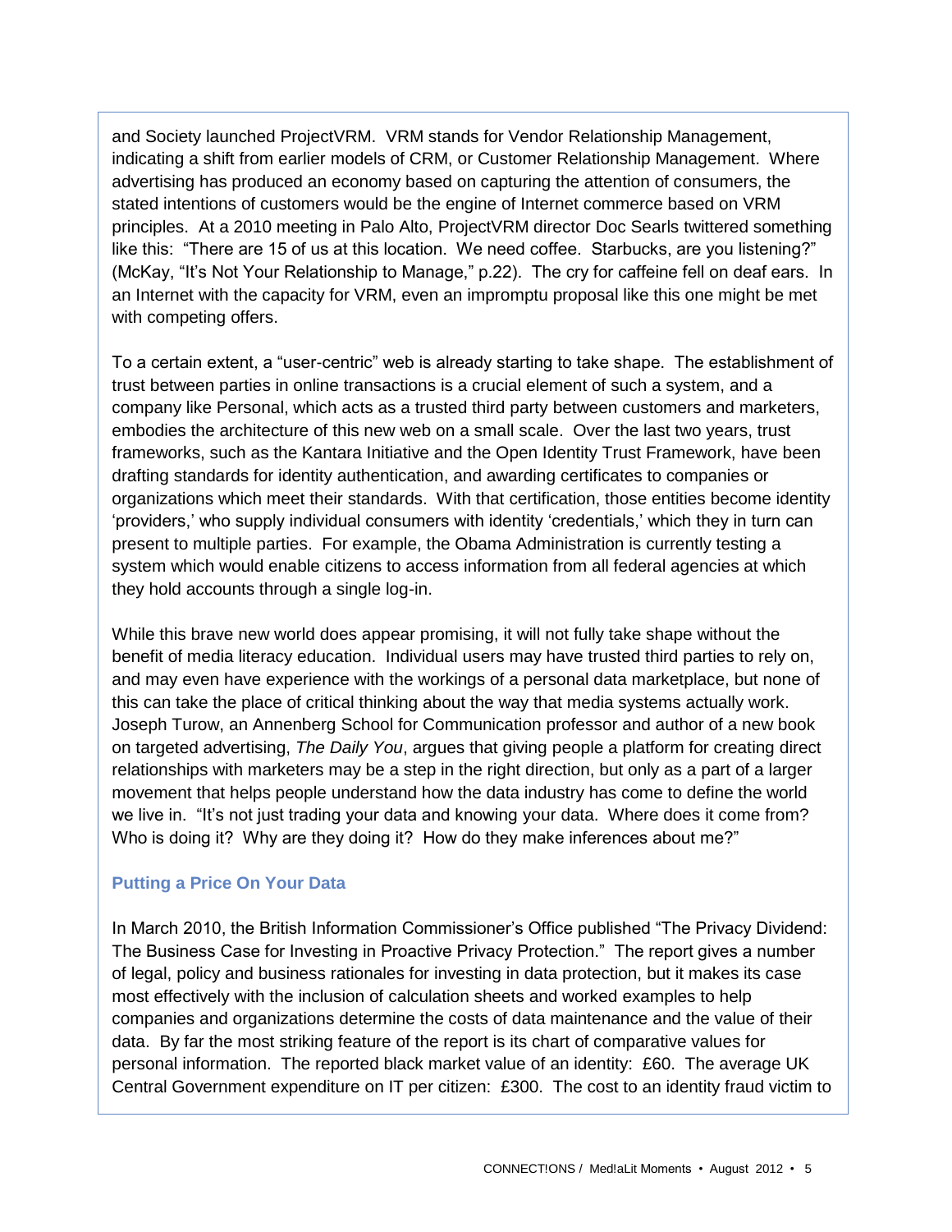and Society launched ProjectVRM. VRM stands for Vendor Relationship Management, indicating a shift from earlier models of CRM, or Customer Relationship Management. Where advertising has produced an economy based on capturing the attention of consumers, the stated intentions of customers would be the engine of Internet commerce based on VRM principles. At a 2010 meeting in Palo Alto, ProjectVRM director Doc Searls twittered something like this: "There are 15 of us at this location. We need coffee. Starbucks, are you listening?" (McKay, "It's Not Your Relationship to Manage," p.22). The cry for caffeine fell on deaf ears. In an Internet with the capacity for VRM, even an impromptu proposal like this one might be met with competing offers.

To a certain extent, a "user-centric" web is already starting to take shape. The establishment of trust between parties in online transactions is a crucial element of such a system, and a company like Personal, which acts as a trusted third party between customers and marketers, embodies the architecture of this new web on a small scale. Over the last two years, trust frameworks, such as the Kantara Initiative and the Open Identity Trust Framework, have been drafting standards for identity authentication, and awarding certificates to companies or organizations which meet their standards. With that certification, those entities become identity 'providers,' who supply individual consumers with identity 'credentials,' which they in turn can present to multiple parties. For example, the Obama Administration is currently testing a system which would enable citizens to access information from all federal agencies at which they hold accounts through a single log-in.

While this brave new world does appear promising, it will not fully take shape without the benefit of media literacy education. Individual users may have trusted third parties to rely on, and may even have experience with the workings of a personal data marketplace, but none of this can take the place of critical thinking about the way that media systems actually work. Joseph Turow, an Annenberg School for Communication professor and author of a new book on targeted advertising, *The Daily You*, argues that giving people a platform for creating direct relationships with marketers may be a step in the right direction, but only as a part of a larger movement that helps people understand how the data industry has come to define the world we live in. "It's not just trading your data and knowing your data. Where does it come from? Who is doing it? Why are they doing it? How do they make inferences about me?"

### Putting a Price On Your Data

In March 2010, the British Information Commissioner's Office published "The Privacy Dividend: The Business Case for Investing in Proactive Privacy Protection." The report gives a number of legal, policy and business rationales for investing in data protection, but it makes its case most effectively with the inclusion of calculation sheets and worked examples to help companies and organizations determine the costs of data maintenance and the value of their data. By far the most striking feature of the report is its chart of comparative values for personal information. The reported black market value of an identity: £60. The average UK Central Government expenditure on IT per citizen: £300. The cost to an identity fraud victim to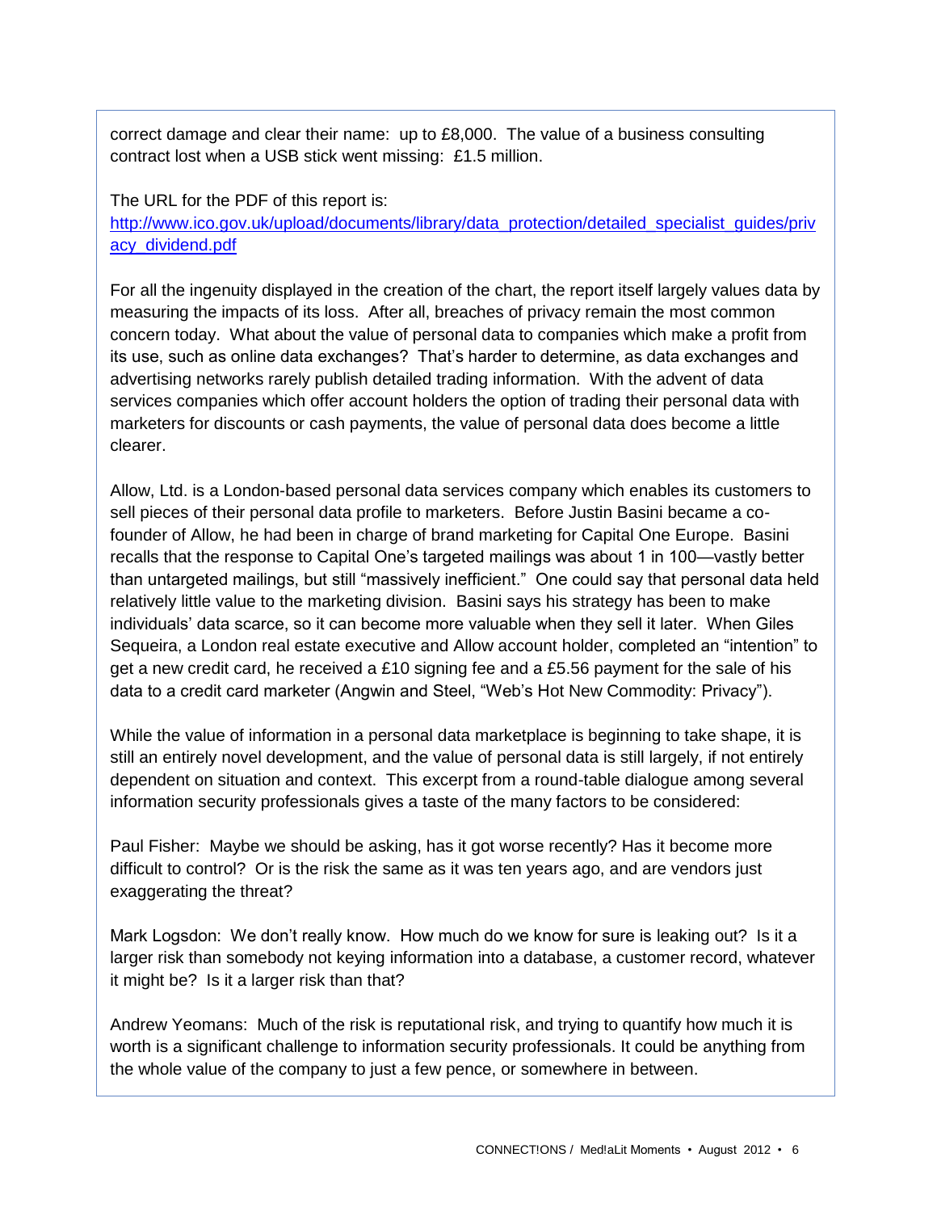correct damage and clear their name: up to £8,000. The value of a business consulting contract lost when a USB stick went missing: £1.5 million.

The URL for the PDF of this report is:
[http://www.ico.gov.uk/upload/documents/library/data_protection/detailed_specialist_guides/privacy_dividend.pdf](http://www.ico.gov.uk/upload/documents/library/data_protection/detailed_specialist_guides/privacy_dividend.pdf)

For all the ingenuity displayed in the creation of the chart, the report itself largely values data by measuring the impacts of its loss. After all, breaches of privacy remain the most common concern today. What about the value of personal data to companies which make a profit from its use, such as online data exchanges? That's harder to determine, as data exchanges and advertising networks rarely publish detailed trading information. With the advent of data services companies which offer account holders the option of trading their personal data with marketers for discounts or cash payments, the value of personal data does become a little clearer.

Allow, Ltd. is a London-based personal data services company which enables its customers to sell pieces of their personal data profile to marketers. Before Justin Basini became a co-founder of Allow, he had been in charge of brand marketing for Capital One Europe. Basini recalls that the response to Capital One's targeted mailings was about 1 in 100—vastly better than untargeted mailings, but still "massively inefficient." One could say that personal data held relatively little value to the marketing division. Basini says his strategy has been to make individuals' data scarce, so it can become more valuable when they sell it later. When Giles Sequeira, a London real estate executive and Allow account holder, completed an "intention" to get a new credit card, he received a £10 signing fee and a £5.56 payment for the sale of his data to a credit card marketer (Angwin and Steel, "Web's Hot New Commodity: Privacy").

While the value of information in a personal data marketplace is beginning to take shape, it is still an entirely novel development, and the value of personal data is still largely, if not entirely dependent on situation and context. This excerpt from a round-table dialogue among several information security professionals gives a taste of the many factors to be considered:

Paul Fisher: Maybe we should be asking, has it got worse recently? Has it become more difficult to control? Or is the risk the same as it was ten years ago, and are vendors just exaggerating the threat?

Mark Logsdon: We don't really know. How much do we know for sure is leaking out? Is it a larger risk than somebody not keying information into a database, a customer record, whatever it might be? Is it a larger risk than that?

Andrew Yeomans: Much of the risk is reputational risk, and trying to quantify how much it is worth is a significant challenge to information security professionals. It could be anything from the whole value of the company to just a few pence, or somewhere in between.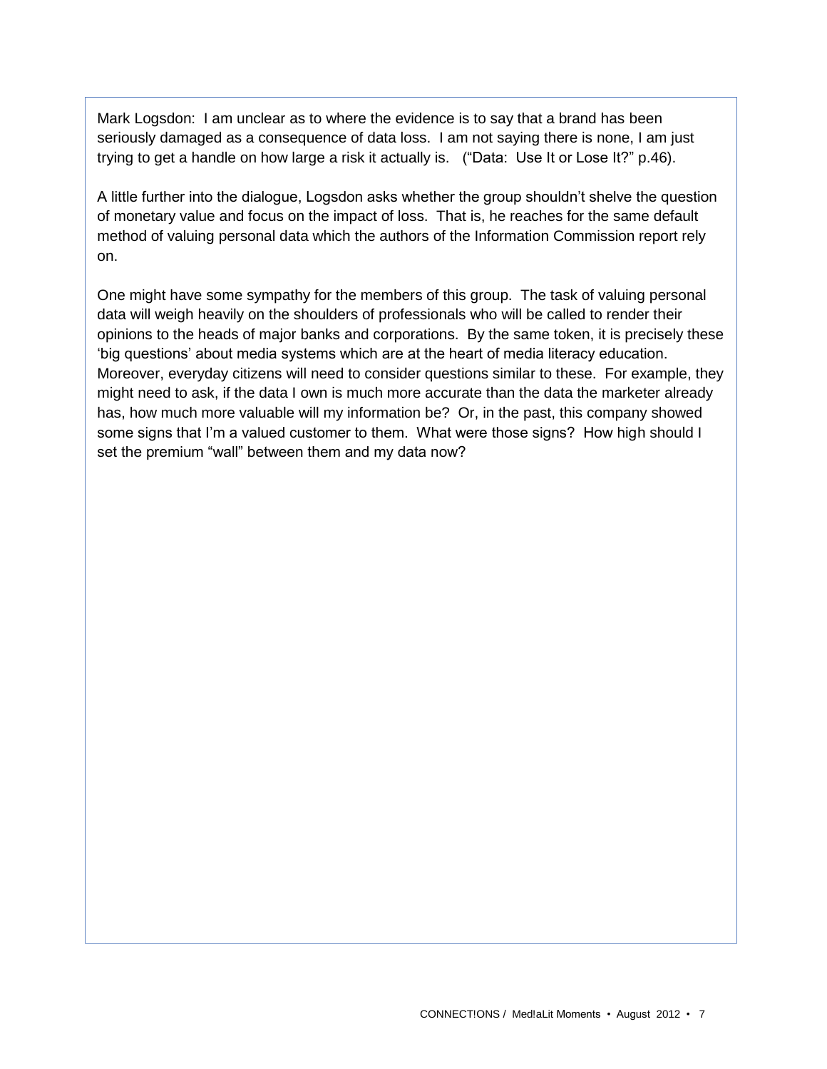Mark Logsdon: I am unclear as to where the evidence is to say that a brand has been seriously damaged as a consequence of data loss. I am not saying there is none, I am just trying to get a handle on how large a risk it actually is. ("Data: Use It or Lose It?" p.46).

A little further into the dialogue, Logsdon asks whether the group shouldn't shelve the question of monetary value and focus on the impact of loss. That is, he reaches for the same default method of valuing personal data which the authors of the Information Commission report rely on.

One might have some sympathy for the members of this group. The task of valuing personal data will weigh heavily on the shoulders of professionals who will be called to render their opinions to the heads of major banks and corporations. By the same token, it is precisely these 'big questions' about media systems which are at the heart of media literacy education. Moreover, everyday citizens will need to consider questions similar to these. For example, they might need to ask, if the data I own is much more accurate than the data the marketer already has, how much more valuable will my information be? Or, in the past, this company showed some signs that I'm a valued customer to them. What were those signs? How high should I set the premium "wall" between them and my data now?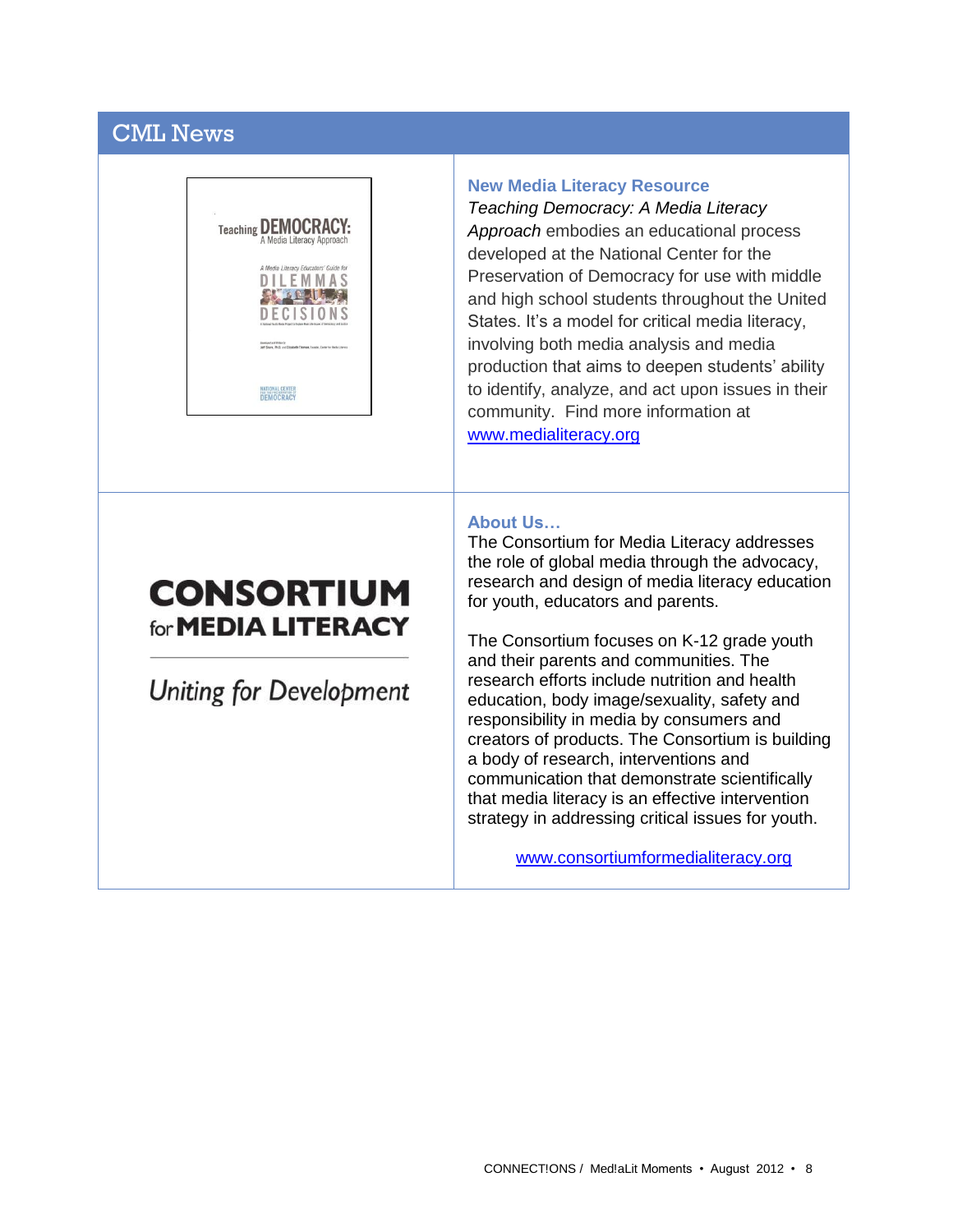# CML News

Teaching **DEMOCRACY:** A Media Literacy Approach

A Media Literacy Educators' Guide for DILEMMAS DECISIONS

## New Media Literacy Resource

*Teaching Democracy: A Media Literacy Approach* embodies an educational process developed at the National Center for the Preservation of Democracy for use with middle and high school students throughout the United States. It's a model for critical media literacy, involving both media analysis and media production that aims to deepen students' ability to identify, analyze, and act upon issues in their community. Find more information at www.medialiteracy.org

**CONSORTIUM for MEDIA LITERACY**

*Uniting for Development*

## About Us…

The Consortium for Media Literacy addresses the role of global media through the advocacy, research and design of media literacy education for youth, educators and parents.

The Consortium focuses on K-12 grade youth and their parents and communities. The research efforts include nutrition and health education, body image/sexuality, safety and responsibility in media by consumers and creators of products. The Consortium is building a body of research, interventions and communication that demonstrate scientifically that media literacy is an effective intervention strategy in addressing critical issues for youth.

www.consortiumformedialiteracy.org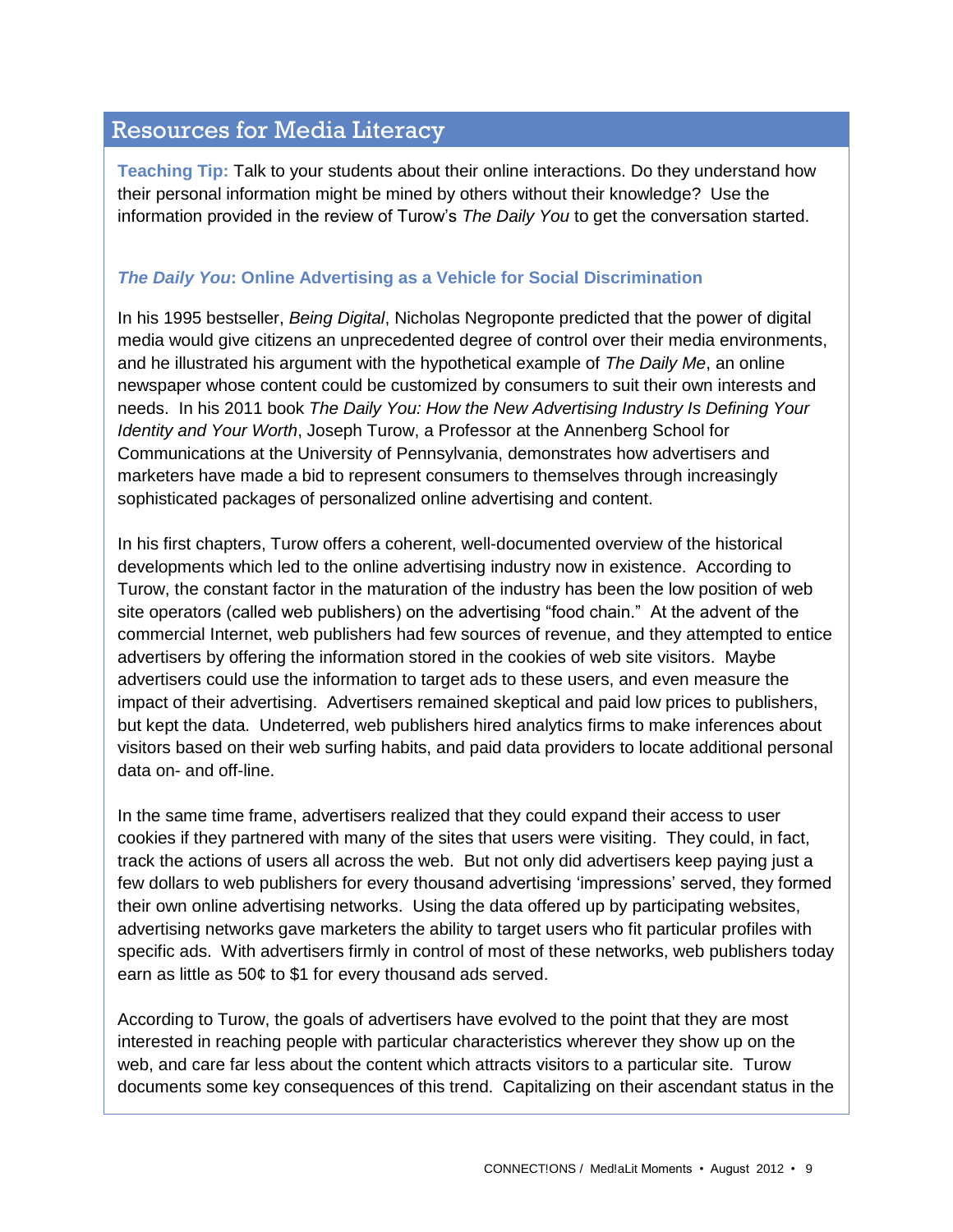## Resources for Media Literacy

**Teaching Tip:** Talk to your students about their online interactions. Do they understand how their personal information might be mined by others without their knowledge? Use the information provided in the review of Turow's *The Daily You* to get the conversation started.

### *The Daily You*: Online Advertising as a Vehicle for Social Discrimination

In his 1995 bestseller, *Being Digital*, Nicholas Negroponte predicted that the power of digital media would give citizens an unprecedented degree of control over their media environments, and he illustrated his argument with the hypothetical example of *The Daily Me*, an online newspaper whose content could be customized by consumers to suit their own interests and needs. In his 2011 book *The Daily You: How the New Advertising Industry Is Defining Your Identity and Your Worth*, Joseph Turow, a Professor at the Annenberg School for Communications at the University of Pennsylvania, demonstrates how advertisers and marketers have made a bid to represent consumers to themselves through increasingly sophisticated packages of personalized online advertising and content.

In his first chapters, Turow offers a coherent, well-documented overview of the historical developments which led to the online advertising industry now in existence. According to Turow, the constant factor in the maturation of the industry has been the low position of web site operators (called web publishers) on the advertising "food chain." At the advent of the commercial Internet, web publishers had few sources of revenue, and they attempted to entice advertisers by offering the information stored in the cookies of web site visitors. Maybe advertisers could use the information to target ads to these users, and even measure the impact of their advertising. Advertisers remained skeptical and paid low prices to publishers, but kept the data. Undeterred, web publishers hired analytics firms to make inferences about visitors based on their web surfing habits, and paid data providers to locate additional personal data on- and off-line.

In the same time frame, advertisers realized that they could expand their access to user cookies if they partnered with many of the sites that users were visiting. They could, in fact, track the actions of users all across the web. But not only did advertisers keep paying just a few dollars to web publishers for every thousand advertising 'impressions' served, they formed their own online advertising networks. Using the data offered up by participating websites, advertising networks gave marketers the ability to target users who fit particular profiles with specific ads. With advertisers firmly in control of most of these networks, web publishers today earn as little as 50¢ to $1 for every thousand ads served.

According to Turow, the goals of advertisers have evolved to the point that they are most interested in reaching people with particular characteristics wherever they show up on the web, and care far less about the content which attracts visitors to a particular site. Turow documents some key consequences of this trend. Capitalizing on their ascendant status in the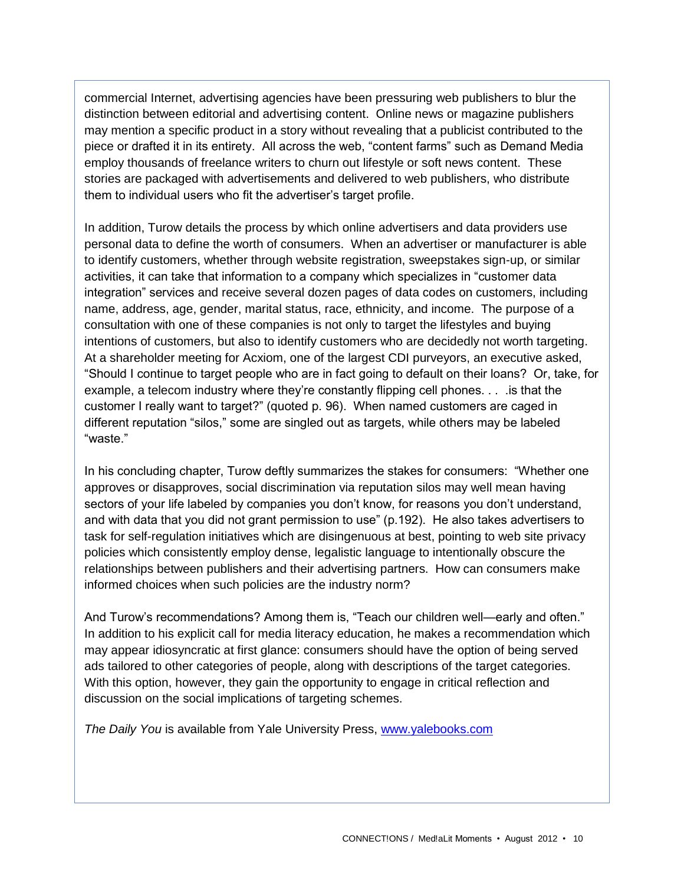commercial Internet, advertising agencies have been pressuring web publishers to blur the distinction between editorial and advertising content. Online news or magazine publishers may mention a specific product in a story without revealing that a publicist contributed to the piece or drafted it in its entirety. All across the web, "content farms" such as Demand Media employ thousands of freelance writers to churn out lifestyle or soft news content. These stories are packaged with advertisements and delivered to web publishers, who distribute them to individual users who fit the advertiser's target profile.

In addition, Turow details the process by which online advertisers and data providers use personal data to define the worth of consumers. When an advertiser or manufacturer is able to identify customers, whether through website registration, sweepstakes sign-up, or similar activities, it can take that information to a company which specializes in "customer data integration" services and receive several dozen pages of data codes on customers, including name, address, age, gender, marital status, race, ethnicity, and income. The purpose of a consultation with one of these companies is not only to target the lifestyles and buying intentions of customers, but also to identify customers who are decidedly not worth targeting. At a shareholder meeting for Acxiom, one of the largest CDI purveyors, an executive asked, "Should I continue to target people who are in fact going to default on their loans? Or, take, for example, a telecom industry where they're constantly flipping cell phones. . . .is that the customer I really want to target?" (quoted p. 96). When named customers are caged in different reputation "silos," some are singled out as targets, while others may be labeled "waste."

In his concluding chapter, Turow deftly summarizes the stakes for consumers: "Whether one approves or disapproves, social discrimination via reputation silos may well mean having sectors of your life labeled by companies you don't know, for reasons you don't understand, and with data that you did not grant permission to use" (p.192). He also takes advertisers to task for self-regulation initiatives which are disingenuous at best, pointing to web site privacy policies which consistently employ dense, legalistic language to intentionally obscure the relationships between publishers and their advertising partners. How can consumers make informed choices when such policies are the industry norm?

And Turow's recommendations? Among them is, "Teach our children well—early and often." In addition to his explicit call for media literacy education, he makes a recommendation which may appear idiosyncratic at first glance: consumers should have the option of being served ads tailored to other categories of people, along with descriptions of the target categories. With this option, however, they gain the opportunity to engage in critical reflection and discussion on the social implications of targeting schemes.

*The Daily You* is available from Yale University Press, www.yalebooks.com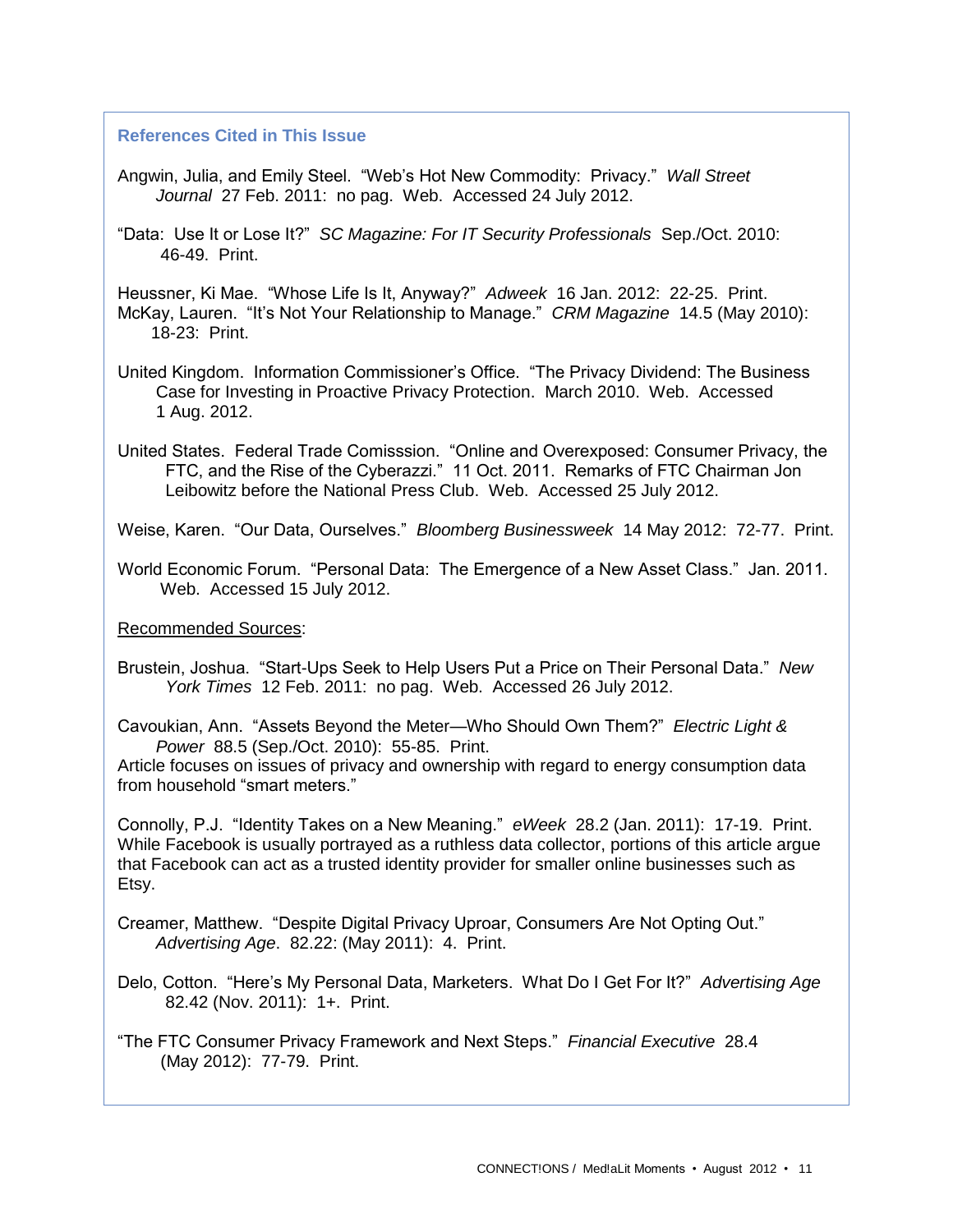### References Cited in This Issue

Angwin, Julia, and Emily Steel. "Web's Hot New Commodity: Privacy." *Wall Street Journal* 27 Feb. 2011: no pag. Web. Accessed 24 July 2012.

"Data: Use It or Lose It?" *SC Magazine: For IT Security Professionals* Sep./Oct. 2010: 46-49. Print.

Heussner, Ki Mae. "Whose Life Is It, Anyway?" *Adweek* 16 Jan. 2012: 22-25. Print.

McKay, Lauren. "It's Not Your Relationship to Manage." *CRM Magazine* 14.5 (May 2010): 18-23: Print.

United Kingdom. Information Commissioner's Office. "The Privacy Dividend: The Business Case for Investing in Proactive Privacy Protection. March 2010. Web. Accessed 1 Aug. 2012.

United States. Federal Trade Comisssion. "Online and Overexposed: Consumer Privacy, the FTC, and the Rise of the Cyberazzi." 11 Oct. 2011. Remarks of FTC Chairman Jon Leibowitz before the National Press Club. Web. Accessed 25 July 2012.

Weise, Karen. "Our Data, Ourselves." *Bloomberg Businessweek* 14 May 2012: 72-77. Print.

World Economic Forum. "Personal Data: The Emergence of a New Asset Class." Jan. 2011. Web. Accessed 15 July 2012.

<u>Recommended Sources</u>:

Brustein, Joshua. "Start-Ups Seek to Help Users Put a Price on Their Personal Data." *New York Times* 12 Feb. 2011: no pag. Web. Accessed 26 July 2012.

Cavoukian, Ann. "Assets Beyond the Meter—Who Should Own Them?" *Electric Light & Power* 88.5 (Sep./Oct. 2010): 55-85. Print.
Article focuses on issues of privacy and ownership with regard to energy consumption data from household "smart meters."

Connolly, P.J. "Identity Takes on a New Meaning." *eWeek* 28.2 (Jan. 2011): 17-19. Print.
While Facebook is usually portrayed as a ruthless data collector, portions of this article argue that Facebook can act as a trusted identity provider for smaller online businesses such as Etsy.

Creamer, Matthew. "Despite Digital Privacy Uproar, Consumers Are Not Opting Out." *Advertising Age*. 82.22: (May 2011): 4. Print.

Delo, Cotton. "Here's My Personal Data, Marketers. What Do I Get For It?" *Advertising Age* 82.42 (Nov. 2011): 1+. Print.

"The FTC Consumer Privacy Framework and Next Steps." *Financial Executive* 28.4 (May 2012): 77-79. Print.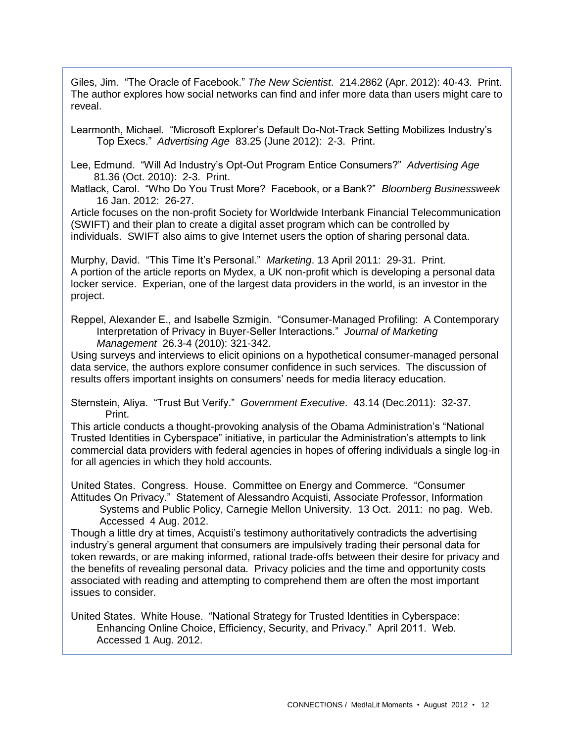Giles, Jim. "The Oracle of Facebook." *The New Scientist*. 214.2862 (Apr. 2012): 40-43. Print.
The author explores how social networks can find and infer more data than users might care to reveal.

Learmonth, Michael. "Microsoft Explorer's Default Do-Not-Track Setting Mobilizes Industry's Top Execs." *Advertising Age* 83.25 (June 2012): 2-3. Print.

Lee, Edmund. "Will Ad Industry's Opt-Out Program Entice Consumers?" *Advertising Age* 81.36 (Oct. 2010): 2-3. Print.

Matlack, Carol. "Who Do You Trust More? Facebook, or a Bank?" *Bloomberg Businessweek* 16 Jan. 2012: 26-27.
Article focuses on the non-profit Society for Worldwide Interbank Financial Telecommunication (SWIFT) and their plan to create a digital asset program which can be controlled by individuals. SWIFT also aims to give Internet users the option of sharing personal data.

Murphy, David. "This Time It's Personal." *Marketing*. 13 April 2011: 29-31. Print.
A portion of the article reports on Mydex, a UK non-profit which is developing a personal data locker service. Experian, one of the largest data providers in the world, is an investor in the project.

Reppel, Alexander E., and Isabelle Szmigin. "Consumer-Managed Profiling: A Contemporary Interpretation of Privacy in Buyer-Seller Interactions." *Journal of Marketing Management* 26.3-4 (2010): 321-342.
Using surveys and interviews to elicit opinions on a hypothetical consumer-managed personal data service, the authors explore consumer confidence in such services. The discussion of results offers important insights on consumers' needs for media literacy education.

Sternstein, Aliya. "Trust But Verify." *Government Executive*. 43.14 (Dec.2011): 32-37. Print.
This article conducts a thought-provoking analysis of the Obama Administration's "National Trusted Identities in Cyberspace" initiative, in particular the Administration's attempts to link commercial data providers with federal agencies in hopes of offering individuals a single log-in for all agencies in which they hold accounts.

United States. Congress. House. Committee on Energy and Commerce. "Consumer Attitudes On Privacy." Statement of Alessandro Acquisti, Associate Professor, Information Systems and Public Policy, Carnegie Mellon University. 13 Oct. 2011: no pag. Web. Accessed 4 Aug. 2012.
Though a little dry at times, Acquisti's testimony authoritatively contradicts the advertising industry's general argument that consumers are impulsively trading their personal data for token rewards, or are making informed, rational trade-offs between their desire for privacy and the benefits of revealing personal data. Privacy policies and the time and opportunity costs associated with reading and attempting to comprehend them are often the most important issues to consider.

United States. White House. "National Strategy for Trusted Identities in Cyberspace: Enhancing Online Choice, Efficiency, Security, and Privacy." April 2011. Web. Accessed 1 Aug. 2012.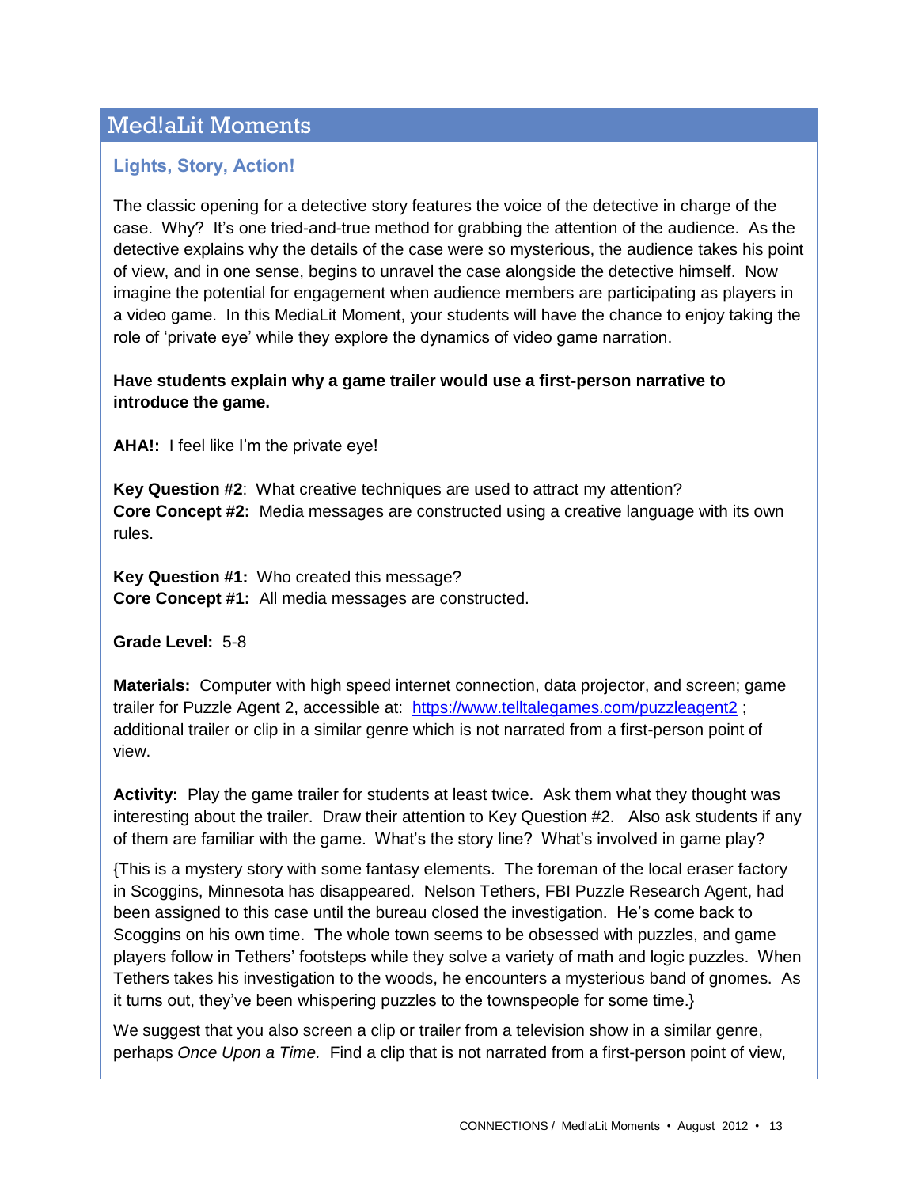## Med!aLit Moments

### Lights, Story, Action!

The classic opening for a detective story features the voice of the detective in charge of the case. Why? It's one tried-and-true method for grabbing the attention of the audience. As the detective explains why the details of the case were so mysterious, the audience takes his point of view, and in one sense, begins to unravel the case alongside the detective himself. Now imagine the potential for engagement when audience members are participating as players in a video game. In this MediaLit Moment, your students will have the chance to enjoy taking the role of 'private eye' while they explore the dynamics of video game narration.

**Have students explain why a game trailer would use a first-person narrative to introduce the game.**

**AHA!:** I feel like I'm the private eye!

**Key Question #2**: What creative techniques are used to attract my attention?
**Core Concept #2:** Media messages are constructed using a creative language with its own rules.

**Key Question #1:** Who created this message?
**Core Concept #1:** All media messages are constructed.

**Grade Level:** 5-8

**Materials:** Computer with high speed internet connection, data projector, and screen; game trailer for Puzzle Agent 2, accessible at: https://www.telltalegames.com/puzzleagent2 ; additional trailer or clip in a similar genre which is not narrated from a first-person point of view.

**Activity:** Play the game trailer for students at least twice. Ask them what they thought was interesting about the trailer. Draw their attention to Key Question #2. Also ask students if any of them are familiar with the game. What's the story line? What's involved in game play?

{This is a mystery story with some fantasy elements. The foreman of the local eraser factory in Scoggins, Minnesota has disappeared. Nelson Tethers, FBI Puzzle Research Agent, had been assigned to this case until the bureau closed the investigation. He's come back to Scoggins on his own time. The whole town seems to be obsessed with puzzles, and game players follow in Tethers' footsteps while they solve a variety of math and logic puzzles. When Tethers takes his investigation to the woods, he encounters a mysterious band of gnomes. As it turns out, they've been whispering puzzles to the townspeople for some time.}

We suggest that you also screen a clip or trailer from a television show in a similar genre, perhaps *Once Upon a Time.* Find a clip that is not narrated from a first-person point of view,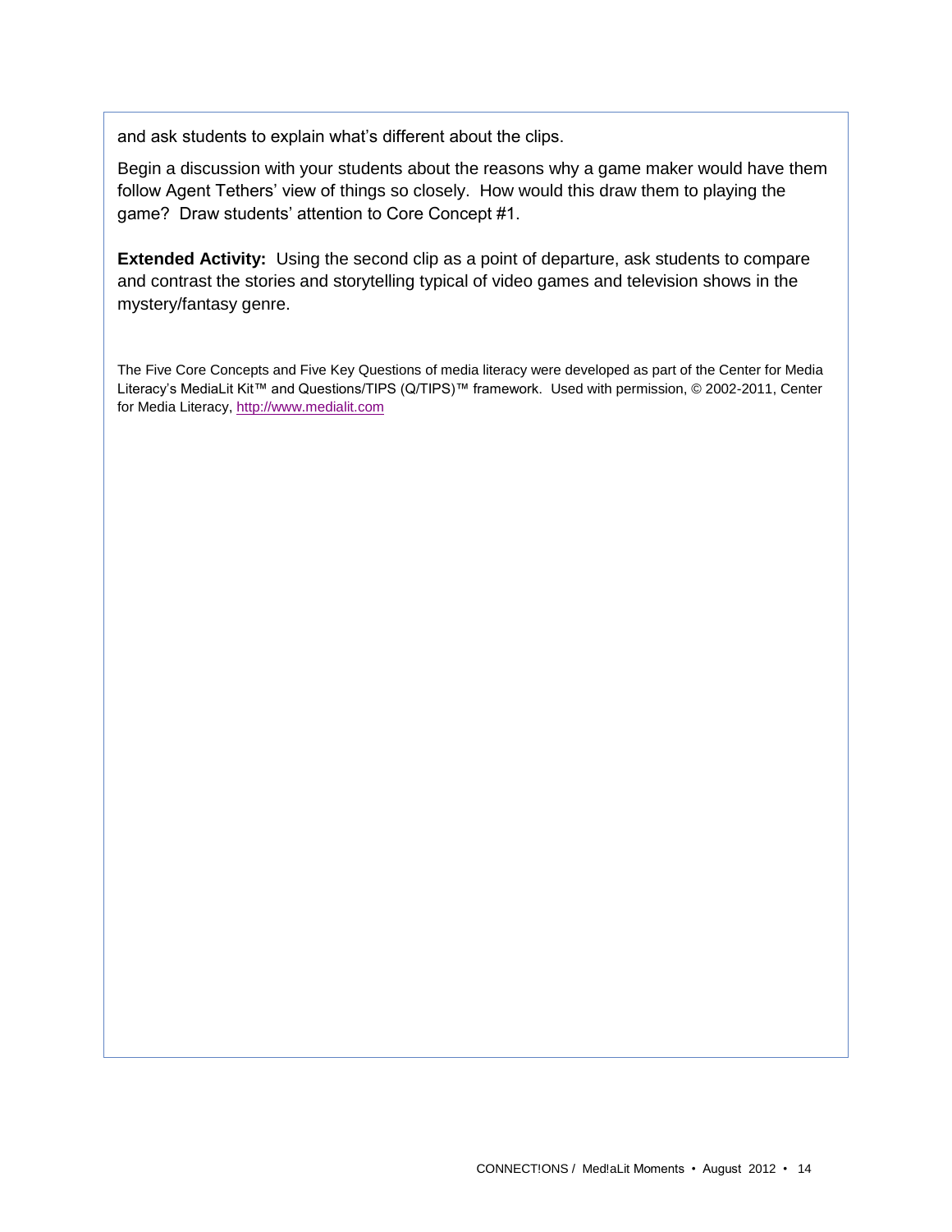and ask students to explain what's different about the clips.

Begin a discussion with your students about the reasons why a game maker would have them follow Agent Tethers' view of things so closely. How would this draw them to playing the game? Draw students' attention to Core Concept #1.

**Extended Activity:** Using the second clip as a point of departure, ask students to compare and contrast the stories and storytelling typical of video games and television shows in the mystery/fantasy genre.

The Five Core Concepts and Five Key Questions of media literacy were developed as part of the Center for Media Literacy's MediaLit Kit™ and Questions/TIPS (Q/TIPS)™ framework. Used with permission, © 2002-2011, Center for Media Literacy, http://www.medialit.com